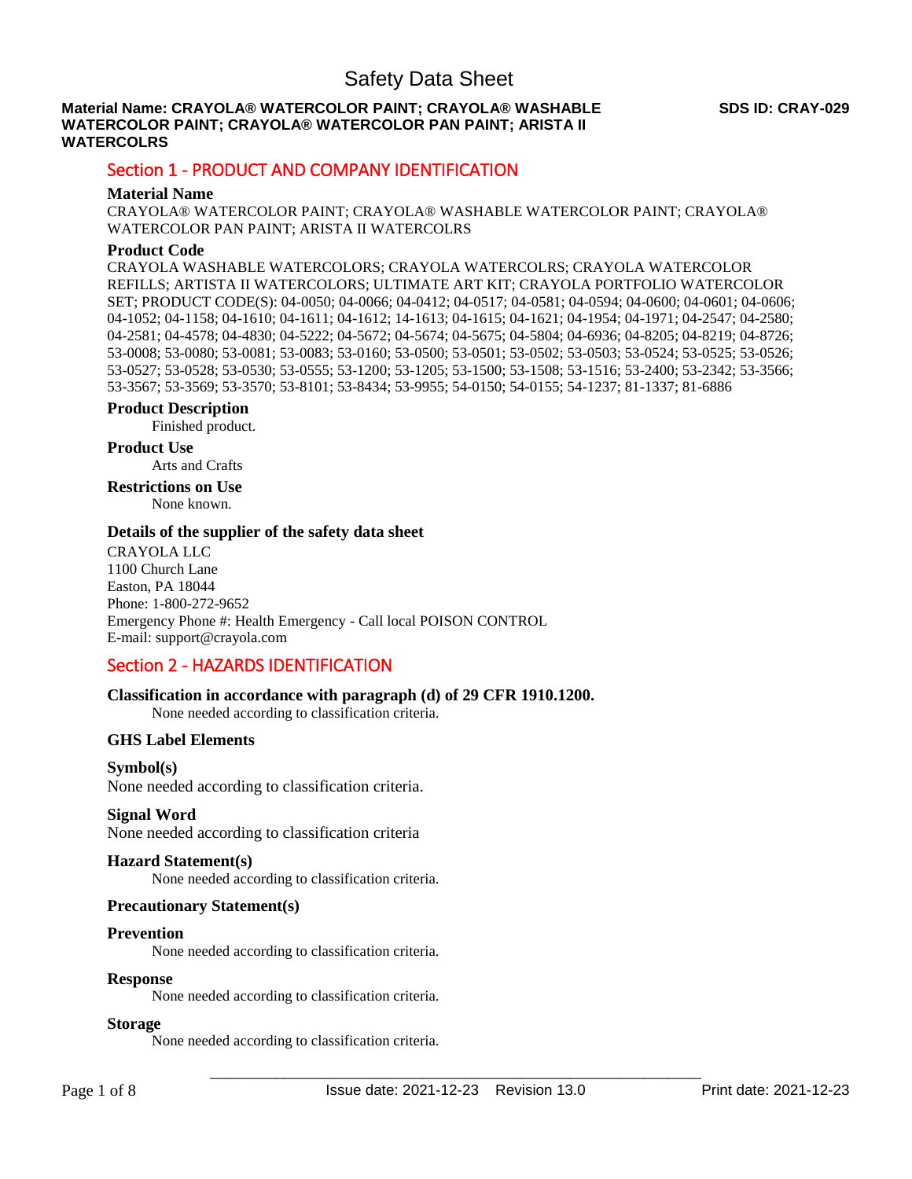# Safety Data Sheet

**Material Name: CRAYOLA® WATERCOLOR PAINT; CRAYOLA® WASHABLE WATERCOLOR PAINT; CRAYOLA® WATERCOLOR PAN PAINT; ARISTA II WATERCOLRS**

**SDS ID: CRAY-029**

## Section 1 - PRODUCT AND COMPANY IDENTIFICATION

### Material Name

CRAYOLA® WATERCOLOR PAINT; CRAYOLA® WASHABLE WATERCOLOR PAINT; CRAYOLA® WATERCOLOR PAN PAINT; ARISTA II WATERCOLRS

### Product Code

CRAYOLA WASHABLE WATERCOLORS; CRAYOLA WATERCOLRS; CRAYOLA WATERCOLOR REFILLS; ARTISTA II WATERCOLORS; ULTIMATE ART KIT; CRAYOLA PORTFOLIO WATERCOLOR SET; PRODUCT CODE(S): 04-0050; 04-0066; 04-0412; 04-0517; 04-0581; 04-0594; 04-0600; 04-0601; 04-0606; 04-1052; 04-1158; 04-1610; 04-1611; 04-1612; 14-1613; 04-1615; 04-1621; 04-1954; 04-1971; 04-2547; 04-2580; 04-2581; 04-4578; 04-4830; 04-5222; 04-5672; 04-5674; 04-5675; 04-5804; 04-6936; 04-8205; 04-8219; 04-8726; 53-0008; 53-0080; 53-0081; 53-0083; 53-0160; 53-0500; 53-0501; 53-0502; 53-0503; 53-0524; 53-0525; 53-0526; 53-0527; 53-0528; 53-0530; 53-0555; 53-1200; 53-1205; 53-1500; 53-1508; 53-1516; 53-2400; 53-2342; 53-3566; 53-3567; 53-3569; 53-3570; 53-8101; 53-8434; 53-9955; 54-0150; 54-0155; 54-1237; 81-1337; 81-6886

### Product Description

Finished product.

### Product Use

Arts and Crafts

### Restrictions on Use

None known.

### Details of the supplier of the safety data sheet

CRAYOLA LLC
1100 Church Lane
Easton, PA 18044
Phone: 1-800-272-9652
Emergency Phone #: Health Emergency - Call local POISON CONTROL
E-mail: support@crayola.com

## Section 2 - HAZARDS IDENTIFICATION

### Classification in accordance with paragraph (d) of 29 CFR 1910.1200.

None needed according to classification criteria.

### GHS Label Elements

### Symbol(s)

None needed according to classification criteria.

### Signal Word

None needed according to classification criteria

### Hazard Statement(s)

None needed according to classification criteria.

### Precautionary Statement(s)

### Prevention

None needed according to classification criteria.

### Response

None needed according to classification criteria.

### Storage

None needed according to classification criteria.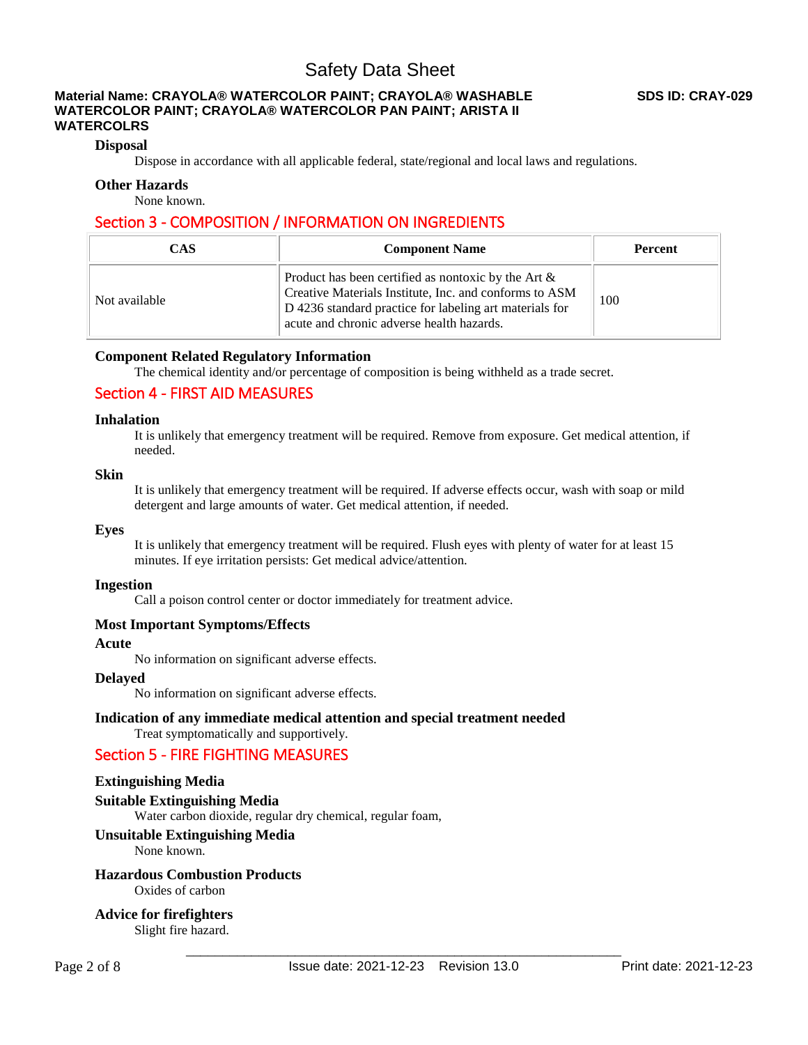### Disposal

Dispose in accordance with all applicable federal, state/regional and local laws and regulations.

### Other Hazards

None known.

## Section 3 - COMPOSITION / INFORMATION ON INGREDIENTS

| CAS | Component Name | Percent |
|---|---|---|
| Not available | Product has been certified as nontoxic by the Art & Creative Materials Institute, Inc. and conforms to ASM D 4236 standard practice for labeling art materials for acute and chronic adverse health hazards. | 100 |

### Component Related Regulatory Information

The chemical identity and/or percentage of composition is being withheld as a trade secret.

## Section 4 - FIRST AID MEASURES

### Inhalation

It is unlikely that emergency treatment will be required. Remove from exposure. Get medical attention, if needed.

### Skin

It is unlikely that emergency treatment will be required. If adverse effects occur, wash with soap or mild detergent and large amounts of water. Get medical attention, if needed.

### Eyes

It is unlikely that emergency treatment will be required. Flush eyes with plenty of water for at least 15 minutes. If eye irritation persists: Get medical advice/attention.

### Ingestion

Call a poison control center or doctor immediately for treatment advice.

### Most Important Symptoms/Effects

#### Acute

No information on significant adverse effects.

#### Delayed

No information on significant adverse effects.

### Indication of any immediate medical attention and special treatment needed

Treat symptomatically and supportively.

## Section 5 - FIRE FIGHTING MEASURES

### Extinguishing Media

#### Suitable Extinguishing Media

Water carbon dioxide, regular dry chemical, regular foam,

#### Unsuitable Extinguishing Media

None known.

### Hazardous Combustion Products

Oxides of carbon

### Advice for firefighters

Slight fire hazard.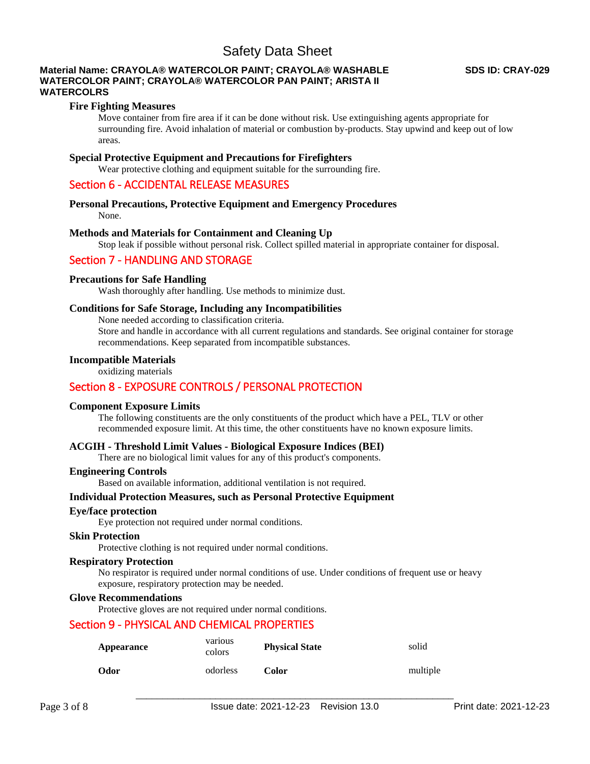### Fire Fighting Measures

Move container from fire area if it can be done without risk. Use extinguishing agents appropriate for surrounding fire. Avoid inhalation of material or combustion by-products. Stay upwind and keep out of low areas.

### Special Protective Equipment and Precautions for Firefighters

Wear protective clothing and equipment suitable for the surrounding fire.

## Section 6 - ACCIDENTAL RELEASE MEASURES

### Personal Precautions, Protective Equipment and Emergency Procedures

None.

### Methods and Materials for Containment and Cleaning Up

Stop leak if possible without personal risk. Collect spilled material in appropriate container for disposal.

## Section 7 - HANDLING AND STORAGE

### Precautions for Safe Handling

Wash thoroughly after handling. Use methods to minimize dust.

### Conditions for Safe Storage, Including any Incompatibilities

None needed according to classification criteria.

Store and handle in accordance with all current regulations and standards. See original container for storage recommendations. Keep separated from incompatible substances.

### Incompatible Materials

oxidizing materials

## Section 8 - EXPOSURE CONTROLS / PERSONAL PROTECTION

### Component Exposure Limits

The following constituents are the only constituents of the product which have a PEL, TLV or other recommended exposure limit. At this time, the other constituents have no known exposure limits.

### ACGIH - Threshold Limit Values - Biological Exposure Indices (BEI)

There are no biological limit values for any of this product's components.

### Engineering Controls

Based on available information, additional ventilation is not required.

### Individual Protection Measures, such as Personal Protective Equipment

### Eye/face protection

Eye protection not required under normal conditions.

### Skin Protection

Protective clothing is not required under normal conditions.

### Respiratory Protection

No respirator is required under normal conditions of use. Under conditions of frequent use or heavy exposure, respiratory protection may be needed.

### Glove Recommendations

Protective gloves are not required under normal conditions.

## Section 9 - PHYSICAL AND CHEMICAL PROPERTIES

| | | | |
|---|---|---|---|
| **Appearance** | various colors | **Physical State** | solid |
| **Odor** | odorless | **Color** | multiple |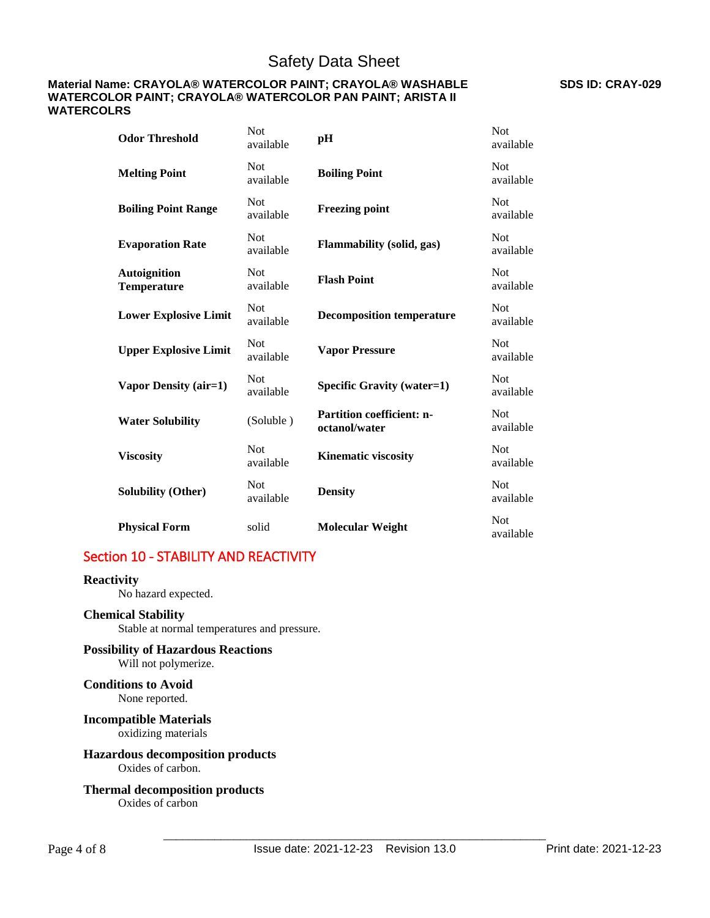| | | | |
|---|---|---|---|
| **Odor Threshold** | Not available | **pH** | Not available |
| **Melting Point** | Not available | **Boiling Point** | Not available |
| **Boiling Point Range** | Not available | **Freezing point** | Not available |
| **Evaporation Rate** | Not available | **Flammability (solid, gas)** | Not available |
| **Autoignition Temperature** | Not available | **Flash Point** | Not available |
| **Lower Explosive Limit** | Not available | **Decomposition temperature** | Not available |
| **Upper Explosive Limit** | Not available | **Vapor Pressure** | Not available |
| **Vapor Density (air=1)** | Not available | **Specific Gravity (water=1)** | Not available |
| **Water Solubility** | (Soluble ) | **Partition coefficient: n-octanol/water** | Not available |
| **Viscosity** | Not available | **Kinematic viscosity** | Not available |
| **Solubility (Other)** | Not available | **Density** | Not available |
| **Physical Form** | solid | **Molecular Weight** | Not available |

## Section 10 - STABILITY AND REACTIVITY

**Reactivity**
No hazard expected.

**Chemical Stability**
Stable at normal temperatures and pressure.

**Possibility of Hazardous Reactions**
Will not polymerize.

**Conditions to Avoid**
None reported.

**Incompatible Materials**
oxidizing materials

**Hazardous decomposition products**
Oxides of carbon.

**Thermal decomposition products**
Oxides of carbon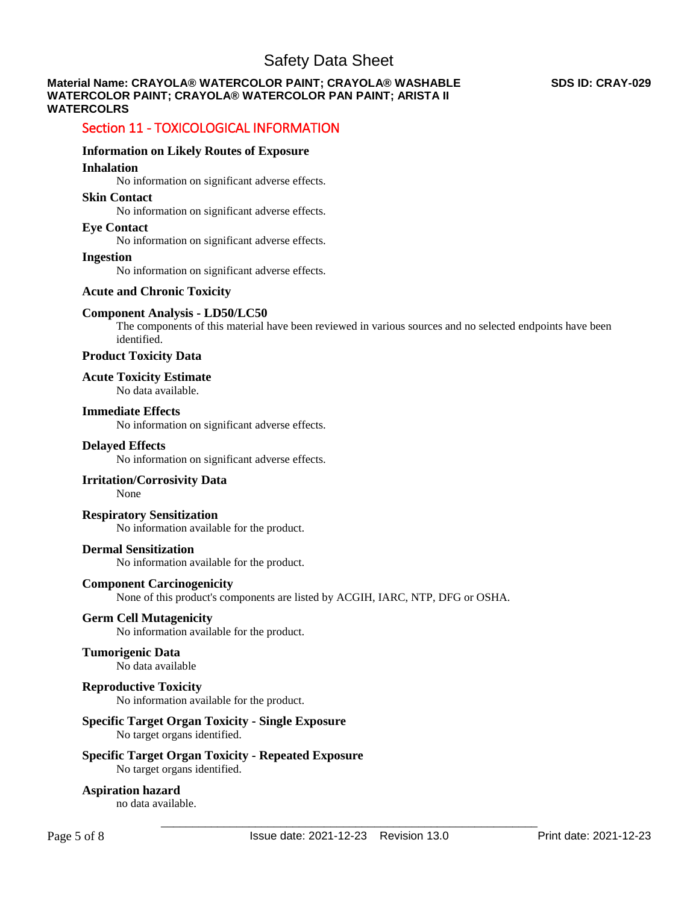## Section 11 - TOXICOLOGICAL INFORMATION

### Information on Likely Routes of Exposure

**Inhalation**

No information on significant adverse effects.

**Skin Contact**

No information on significant adverse effects.

**Eye Contact**

No information on significant adverse effects.

**Ingestion**

No information on significant adverse effects.

### Acute and Chronic Toxicity

**Component Analysis - LD50/LC50**

The components of this material have been reviewed in various sources and no selected endpoints have been identified.

**Product Toxicity Data**

**Acute Toxicity Estimate**

No data available.

**Immediate Effects**

No information on significant adverse effects.

**Delayed Effects**

No information on significant adverse effects.

**Irritation/Corrosivity Data**

None

**Respiratory Sensitization**

No information available for the product.

**Dermal Sensitization**

No information available for the product.

**Component Carcinogenicity**

None of this product's components are listed by ACGIH, IARC, NTP, DFG or OSHA.

**Germ Cell Mutagenicity**

No information available for the product.

**Tumorigenic Data**

No data available

**Reproductive Toxicity**

No information available for the product.

**Specific Target Organ Toxicity - Single Exposure**

No target organs identified.

**Specific Target Organ Toxicity - Repeated Exposure**

No target organs identified.

**Aspiration hazard**

no data available.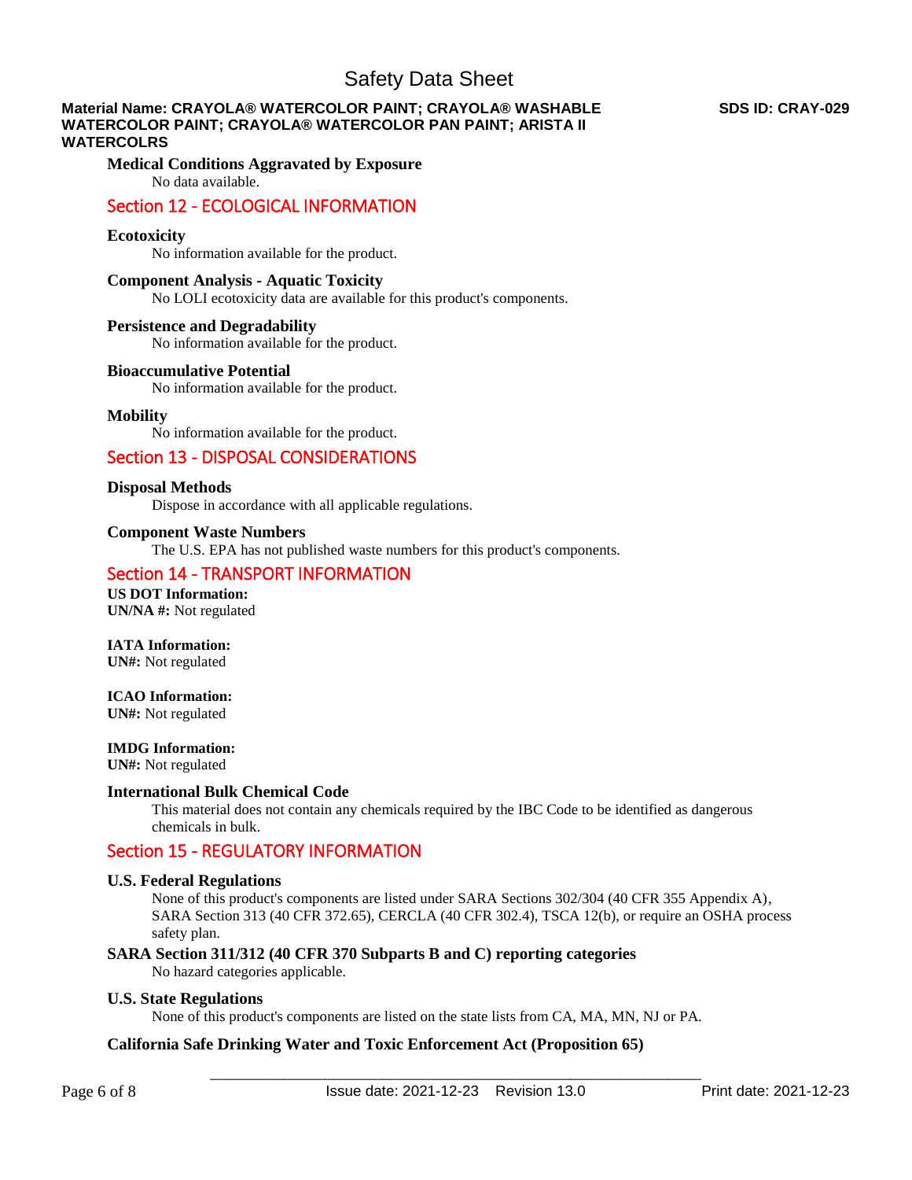### Medical Conditions Aggravated by Exposure

No data available.

## Section 12 - ECOLOGICAL INFORMATION

### Ecotoxicity

No information available for the product.

### Component Analysis - Aquatic Toxicity

No LOLI ecotoxicity data are available for this product's components.

### Persistence and Degradability

No information available for the product.

### Bioaccumulative Potential

No information available for the product.

### Mobility

No information available for the product.

## Section 13 - DISPOSAL CONSIDERATIONS

### Disposal Methods

Dispose in accordance with all applicable regulations.

### Component Waste Numbers

The U.S. EPA has not published waste numbers for this product's components.

## Section 14 - TRANSPORT INFORMATION

**US DOT Information:**
**UN/NA #:** Not regulated

**IATA Information:**
**UN#:** Not regulated

**ICAO Information:**
**UN#:** Not regulated

**IMDG Information:**
**UN#:** Not regulated

### International Bulk Chemical Code

This material does not contain any chemicals required by the IBC Code to be identified as dangerous chemicals in bulk.

## Section 15 - REGULATORY INFORMATION

### U.S. Federal Regulations

None of this product's components are listed under SARA Sections 302/304 (40 CFR 355 Appendix A), SARA Section 313 (40 CFR 372.65), CERCLA (40 CFR 302.4), TSCA 12(b), or require an OSHA process safety plan.

### SARA Section 311/312 (40 CFR 370 Subparts B and C) reporting categories

No hazard categories applicable.

### U.S. State Regulations

None of this product's components are listed on the state lists from CA, MA, MN, NJ or PA.

### California Safe Drinking Water and Toxic Enforcement Act (Proposition 65)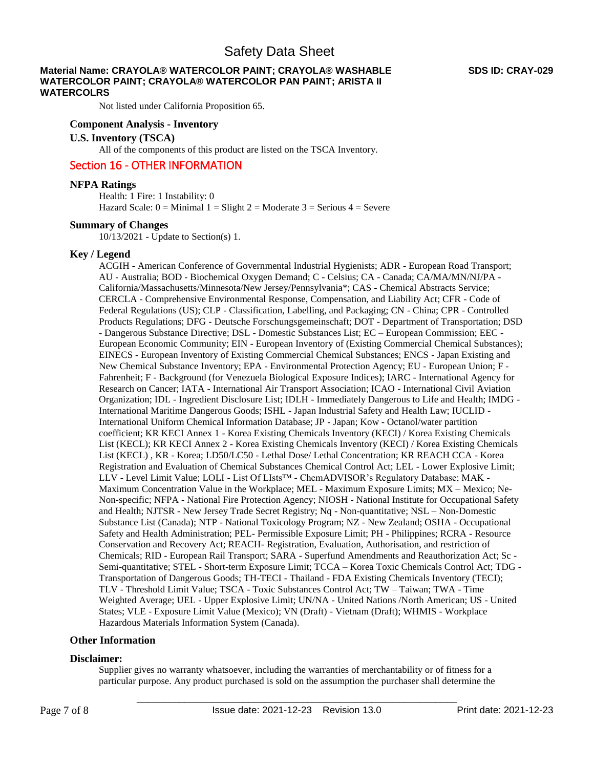Not listed under California Proposition 65.

**Component Analysis - Inventory**

**U.S. Inventory (TSCA)**

All of the components of this product are listed on the TSCA Inventory.

## Section 16 - OTHER INFORMATION

**NFPA Ratings**

Health: 1 Fire: 1 Instability: 0
Hazard Scale: 0 = Minimal 1 = Slight 2 = Moderate 3 = Serious 4 = Severe

**Summary of Changes**

10/13/2021 - Update to Section(s) 1.

**Key / Legend**

ACGIH - American Conference of Governmental Industrial Hygienists; ADR - European Road Transport; AU - Australia; BOD - Biochemical Oxygen Demand; C - Celsius; CA - Canada; CA/MA/MN/NJ/PA - California/Massachusetts/Minnesota/New Jersey/Pennsylvania*; CAS - Chemical Abstracts Service; CERCLA - Comprehensive Environmental Response, Compensation, and Liability Act; CFR - Code of Federal Regulations (US); CLP - Classification, Labelling, and Packaging; CN - China; CPR - Controlled Products Regulations; DFG - Deutsche Forschungsgemeinschaft; DOT - Department of Transportation; DSD - Dangerous Substance Directive; DSL - Domestic Substances List; EC – European Commission; EEC - European Economic Community; EIN - European Inventory of (Existing Commercial Chemical Substances); EINECS - European Inventory of Existing Commercial Chemical Substances; ENCS - Japan Existing and New Chemical Substance Inventory; EPA - Environmental Protection Agency; EU - European Union; F - Fahrenheit; F - Background (for Venezuela Biological Exposure Indices); IARC - International Agency for Research on Cancer; IATA - International Air Transport Association; ICAO - International Civil Aviation Organization; IDL - Ingredient Disclosure List; IDLH - Immediately Dangerous to Life and Health; IMDG - International Maritime Dangerous Goods; ISHL - Japan Industrial Safety and Health Law; IUCLID - International Uniform Chemical Information Database; JP - Japan; Kow - Octanol/water partition coefficient; KR KECI Annex 1 - Korea Existing Chemicals Inventory (KECI) / Korea Existing Chemicals List (KECL); KR KECI Annex 2 - Korea Existing Chemicals Inventory (KECI) / Korea Existing Chemicals List (KECL) , KR - Korea; LD50/LC50 - Lethal Dose/ Lethal Concentration; KR REACH CCA - Korea Registration and Evaluation of Chemical Substances Chemical Control Act; LEL - Lower Explosive Limit; LLV - Level Limit Value; LOLI - List Of LIsts™ - ChemADVISOR's Regulatory Database; MAK - Maximum Concentration Value in the Workplace; MEL - Maximum Exposure Limits; MX – Mexico; Ne- Non-specific; NFPA - National Fire Protection Agency; NIOSH - National Institute for Occupational Safety and Health; NJTSR - New Jersey Trade Secret Registry; Nq - Non-quantitative; NSL – Non-Domestic Substance List (Canada); NTP - National Toxicology Program; NZ - New Zealand; OSHA - Occupational Safety and Health Administration; PEL- Permissible Exposure Limit; PH - Philippines; RCRA - Resource Conservation and Recovery Act; REACH- Registration, Evaluation, Authorisation, and restriction of Chemicals; RID - European Rail Transport; SARA - Superfund Amendments and Reauthorization Act; Sc - Semi-quantitative; STEL - Short-term Exposure Limit; TCCA – Korea Toxic Chemicals Control Act; TDG - Transportation of Dangerous Goods; TH-TECI - Thailand - FDA Existing Chemicals Inventory (TECI); TLV - Threshold Limit Value; TSCA - Toxic Substances Control Act; TW – Taiwan; TWA - Time Weighted Average; UEL - Upper Explosive Limit; UN/NA - United Nations /North American; US - United States; VLE - Exposure Limit Value (Mexico); VN (Draft) - Vietnam (Draft); WHMIS - Workplace Hazardous Materials Information System (Canada).

**Other Information**

**Disclaimer:**

Supplier gives no warranty whatsoever, including the warranties of merchantability or of fitness for a particular purpose. Any product purchased is sold on the assumption the purchaser shall determine the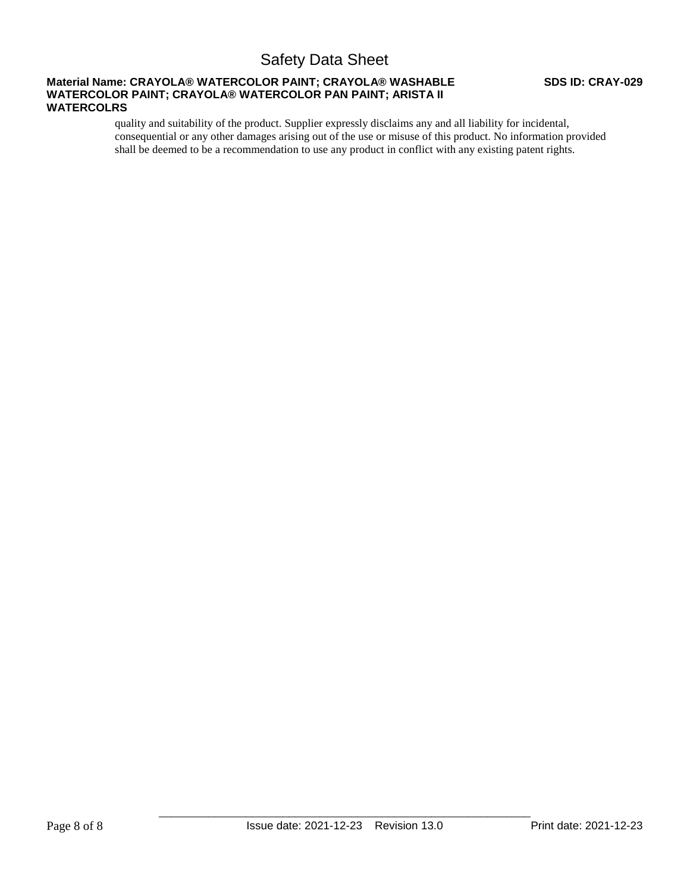quality and suitability of the product. Supplier expressly disclaims any and all liability for incidental, consequential or any other damages arising out of the use or misuse of this product. No information provided shall be deemed to be a recommendation to use any product in conflict with any existing patent rights.